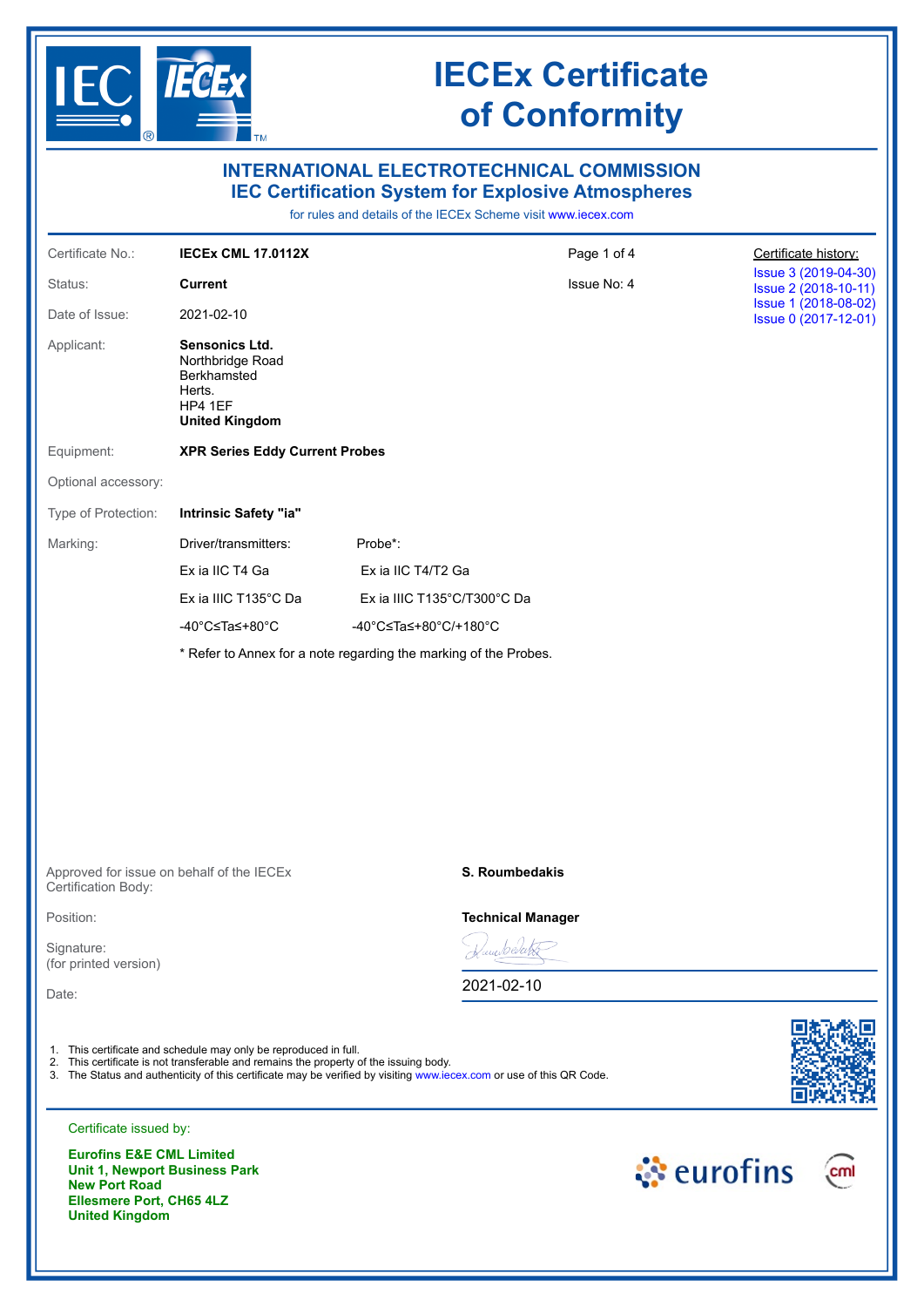# IECEx Certificate of Conformity

## INTERNATIONAL ELECTROTECHNICAL COMMISSION
## IEC Certification System for Explosive Atmospheres

for rules and details of the IECEx Scheme visit www.iecex.com

| | | | |
|---|---|---|---|
| Certificate No.: | **IECEx CML 17.0112X** | Page 1 of 4 | Certificate history: |
| Status: | **Current** | Issue No: 4 | Issue 3 (2019-04-30) |
| Date of Issue: | 2021-02-10 | | Issue 2 (2018-10-11) |
| | | | Issue 1 (2018-08-02) |
| | | | Issue 0 (2017-12-01) |

Applicant:
**Sensonics Ltd.**
Northbridge Road
Berkhamsted
Herts.
HP4 1EF
**United Kingdom**

Equipment: **XPR Series Eddy Current Probes**

Optional accessory:

Type of Protection: **Intrinsic Safety "ia"**

Marking:

| Driver/transmitters: | Probe*: |
|---|---|
| Ex ia IIC T4 Ga | Ex ia IIC T4/T2 Ga |
| Ex ia IIIC T135°C Da | Ex ia IIIC T135°C/T300°C Da |
| -40°C≤Ta≤+80°C | -40°C≤Ta≤+80°C/+180°C |

\* Refer to Annex for a note regarding the marking of the Probes.

Approved for issue on behalf of the IECEx Certification Body: **S. Roumbedakis**

Position: **Technical Manager**

Signature:
(for printed version)

Date: 2021-02-10

1. This certificate and schedule may only be reproduced in full.
2. This certificate is not transferable and remains the property of the issuing body.
3. The Status and authenticity of this certificate may be verified by visiting www.iecex.com or use of this QR Code.

Certificate issued by:

**Eurofins E&E CML Limited**
**Unit 1, Newport Business Park**
**New Port Road**
**Ellesmere Port, CH65 4LZ**
**United Kingdom**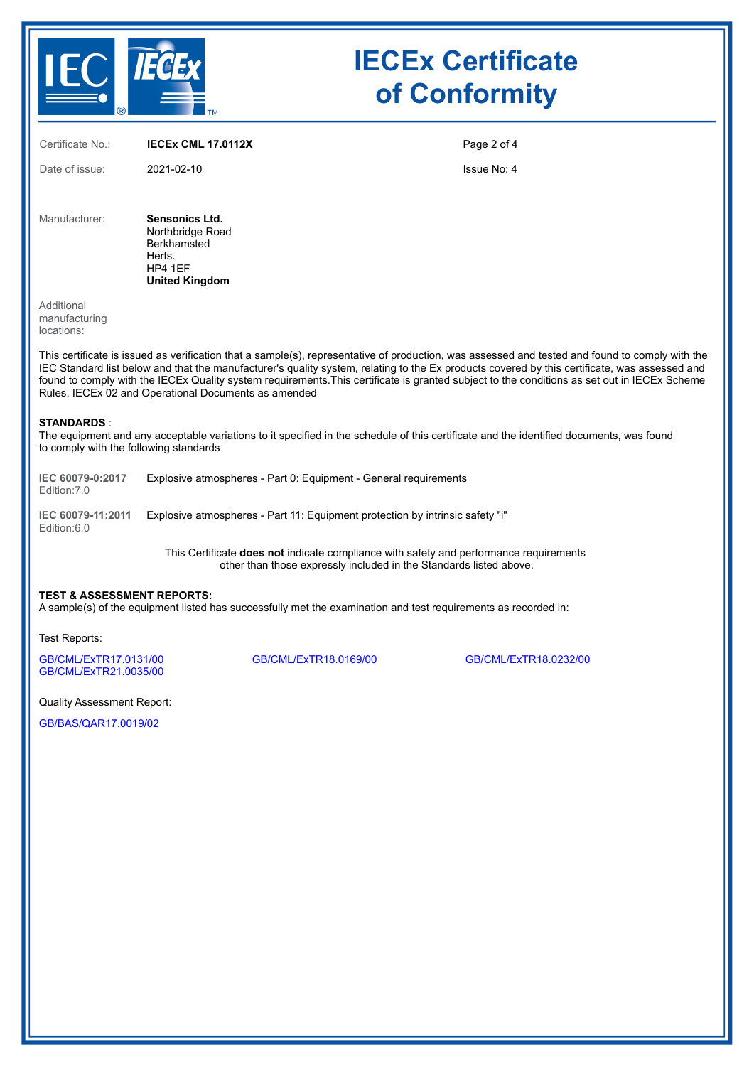# IECEx Certificate of Conformity

| | | |
|---|---|---|
| Certificate No.: | **IECEx CML 17.0112X** | Page 2 of 4 |
| Date of issue: | 2021-02-10 | Issue No: 4 |

Manufacturer: **Sensonics Ltd.**
Northbridge Road
Berkhamsted
Herts.
HP4 1EF
**United Kingdom**

Additional manufacturing locations:

This certificate is issued as verification that a sample(s), representative of production, was assessed and tested and found to comply with the IEC Standard list below and that the manufacturer's quality system, relating to the Ex products covered by this certificate, was assessed and found to comply with the IECEx Quality system requirements.This certificate is granted subject to the conditions as set out in IECEx Scheme Rules, IECEx 02 and Operational Documents as amended

**STANDARDS** :
The equipment and any acceptable variations to it specified in the schedule of this certificate and the identified documents, was found to comply with the following standards

**IEC 60079-0:2017** Edition:7.0 — Explosive atmospheres - Part 0: Equipment - General requirements

**IEC 60079-11:2011** Edition:6.0 — Explosive atmospheres - Part 11: Equipment protection by intrinsic safety "i"

This Certificate **does not** indicate compliance with safety and performance requirements other than those expressly included in the Standards listed above.

**TEST & ASSESSMENT REPORTS:**
A sample(s) of the equipment listed has successfully met the examination and test requirements as recorded in:

Test Reports:

GB/CML/ExTR17.0131/00
GB/CML/ExTR21.0035/00
GB/CML/ExTR18.0169/00
GB/CML/ExTR18.0232/00

Quality Assessment Report:

GB/BAS/QAR17.0019/02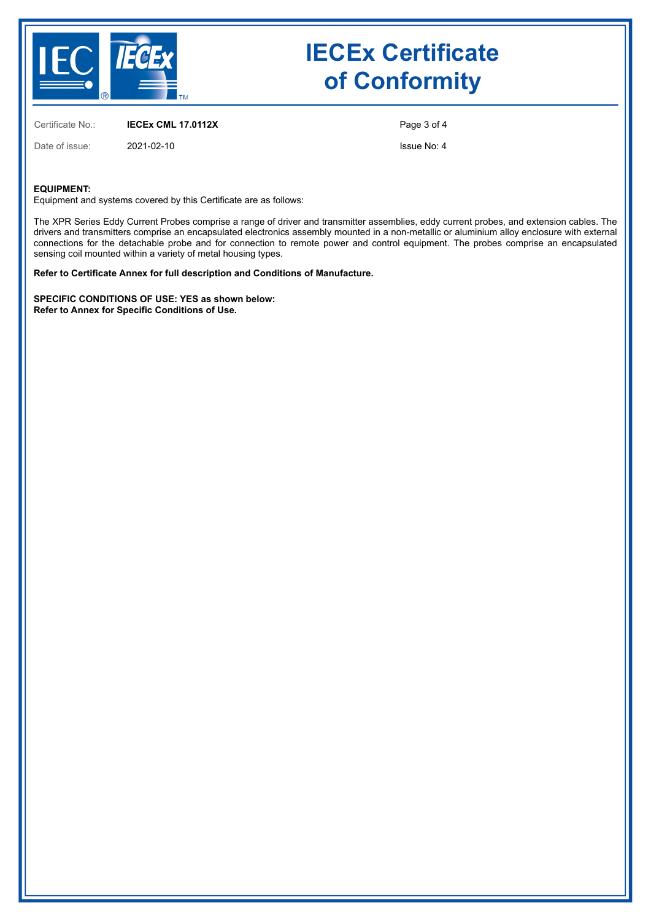# IECEx Certificate of Conformity

Certificate No.: **IECEx CML 17.0112X**

Date of issue: 2021-02-10

Issue No: 4

**EQUIPMENT:**
Equipment and systems covered by this Certificate are as follows:

The XPR Series Eddy Current Probes comprise a range of driver and transmitter assemblies, eddy current probes, and extension cables. The drivers and transmitters comprise an encapsulated electronics assembly mounted in a non-metallic or aluminium alloy enclosure with external connections for the detachable probe and for connection to remote power and control equipment. The probes comprise an encapsulated sensing coil mounted within a variety of metal housing types.

**Refer to Certificate Annex for full description and Conditions of Manufacture.**

**SPECIFIC CONDITIONS OF USE: YES as shown below:**
**Refer to Annex for Specific Conditions of Use.**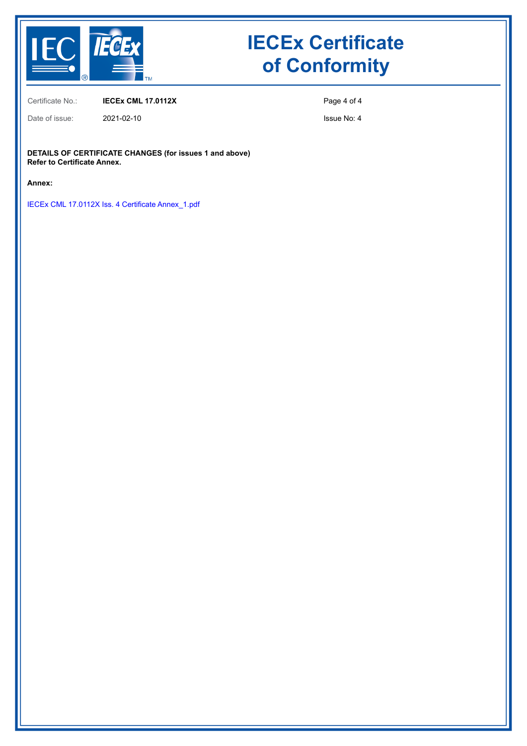# IECEx Certificate of Conformity

Certificate No.: **IECEx CML 17.0112X**

Date of issue: 2021-02-10

Issue No: 4

**DETAILS OF CERTIFICATE CHANGES (for issues 1 and above)**
**Refer to Certificate Annex.**

**Annex:**

IECEx CML 17.0112X Iss. 4 Certificate Annex_1.pdf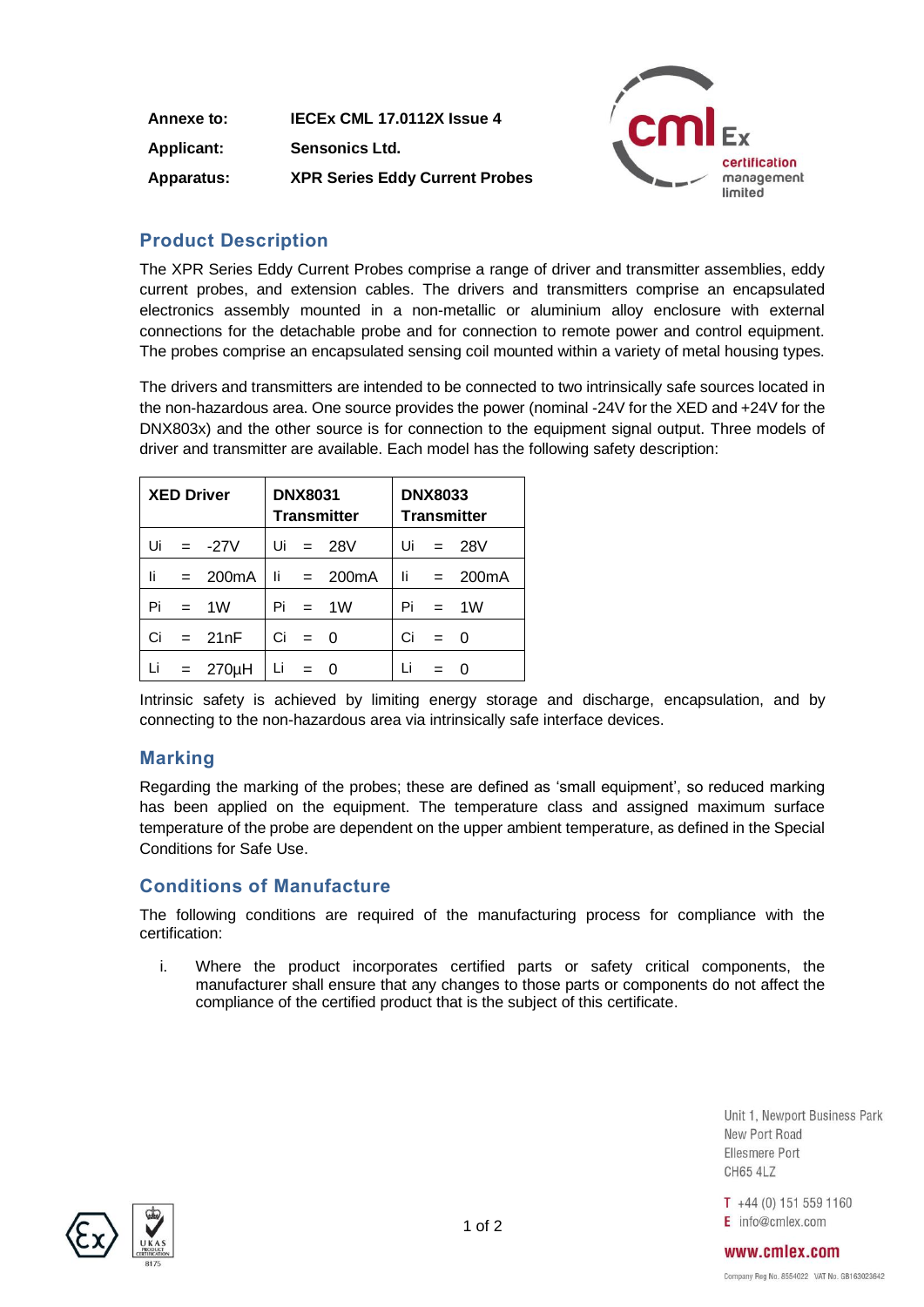| | |
|---|---|
| **Annexe to:** | **IECEx CML 17.0112X Issue 4** |
| **Applicant:** | **Sensonics Ltd.** |
| **Apparatus:** | **XPR Series Eddy Current Probes** |

## Product Description

The XPR Series Eddy Current Probes comprise a range of driver and transmitter assemblies, eddy current probes, and extension cables. The drivers and transmitters comprise an encapsulated electronics assembly mounted in a non-metallic or aluminium alloy enclosure with external connections for the detachable probe and for connection to remote power and control equipment. The probes comprise an encapsulated sensing coil mounted within a variety of metal housing types.

The drivers and transmitters are intended to be connected to two intrinsically safe sources located in the non-hazardous area. One source provides the power (nominal -24V for the XED and +24V for the DNX803x) and the other source is for connection to the equipment signal output. Three models of driver and transmitter are available. Each model has the following safety description:

| XED Driver | DNX8031 Transmitter | DNX8033 Transmitter |
|---|---|---|
| Ui = -27V | Ui = 28V | Ui = 28V |
| Ii = 200mA | Ii = 200mA | Ii = 200mA |
| Pi = 1W | Pi = 1W | Pi = 1W |
| Ci = 21nF | Ci = 0 | Ci = 0 |
| Li = 270µH | Li = 0 | Li = 0 |

Intrinsic safety is achieved by limiting energy storage and discharge, encapsulation, and by connecting to the non-hazardous area via intrinsically safe interface devices.

## Marking

Regarding the marking of the probes; these are defined as 'small equipment', so reduced marking has been applied on the equipment. The temperature class and assigned maximum surface temperature of the probe are dependent on the upper ambient temperature, as defined in the Special Conditions for Safe Use.

## Conditions of Manufacture

The following conditions are required of the manufacturing process for compliance with the certification:

i. Where the product incorporates certified parts or safety critical components, the manufacturer shall ensure that any changes to those parts or components do not affect the compliance of the certified product that is the subject of this certificate.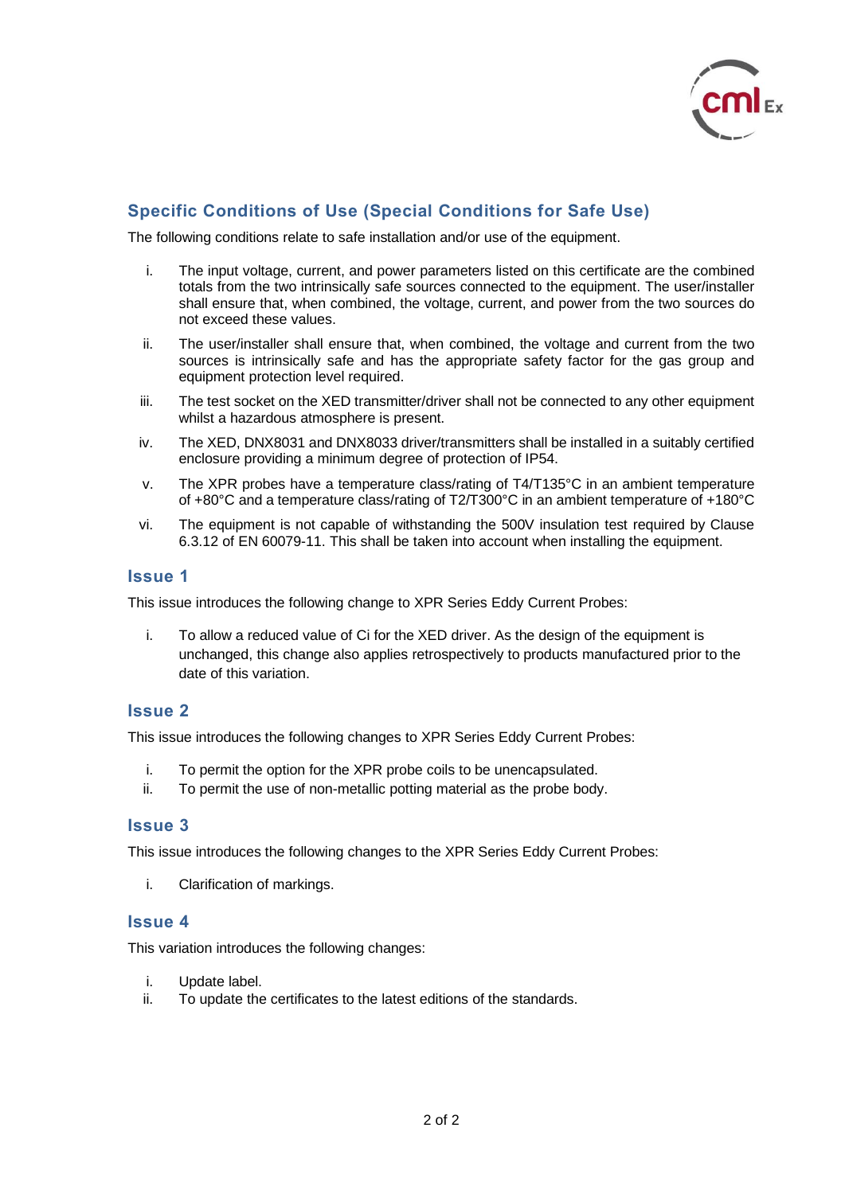## Specific Conditions of Use (Special Conditions for Safe Use)

The following conditions relate to safe installation and/or use of the equipment.

i. The input voltage, current, and power parameters listed on this certificate are the combined totals from the two intrinsically safe sources connected to the equipment. The user/installer shall ensure that, when combined, the voltage, current, and power from the two sources do not exceed these values.

ii. The user/installer shall ensure that, when combined, the voltage and current from the two sources is intrinsically safe and has the appropriate safety factor for the gas group and equipment protection level required.

iii. The test socket on the XED transmitter/driver shall not be connected to any other equipment whilst a hazardous atmosphere is present.

iv. The XED, DNX8031 and DNX8033 driver/transmitters shall be installed in a suitably certified enclosure providing a minimum degree of protection of IP54.

v. The XPR probes have a temperature class/rating of T4/T135°C in an ambient temperature of +80°C and a temperature class/rating of T2/T300°C in an ambient temperature of +180°C

vi. The equipment is not capable of withstanding the 500V insulation test required by Clause 6.3.12 of EN 60079-11. This shall be taken into account when installing the equipment.

## Issue 1

This issue introduces the following change to XPR Series Eddy Current Probes:

i. To allow a reduced value of Ci for the XED driver. As the design of the equipment is unchanged, this change also applies retrospectively to products manufactured prior to the date of this variation.

## Issue 2

This issue introduces the following changes to XPR Series Eddy Current Probes:

i. To permit the option for the XPR probe coils to be unencapsulated.
ii. To permit the use of non-metallic potting material as the probe body.

## Issue 3

This issue introduces the following changes to the XPR Series Eddy Current Probes:

i. Clarification of markings.

## Issue 4

This variation introduces the following changes:

i. Update label.
ii. To update the certificates to the latest editions of the standards.